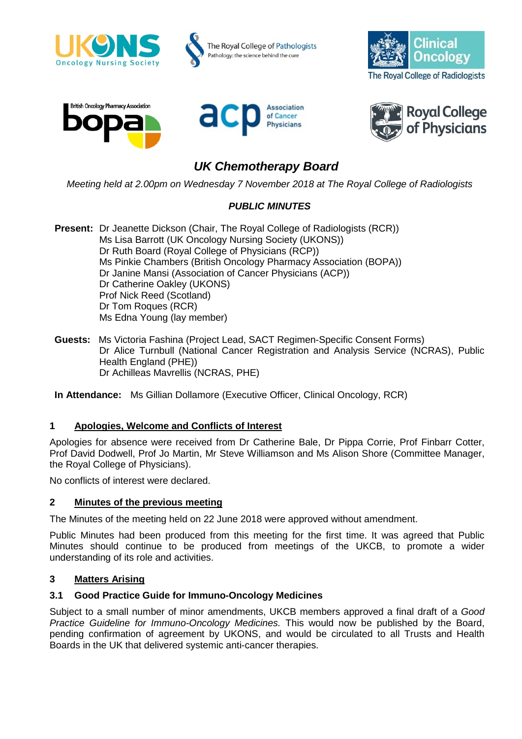# UK Chemotherapy Board

*Meeting held at 2.00pm on Wednesday 7 November 2018 at The Royal College of Radiologists*

## *PUBLIC MINUTES*

**Present:** Dr Jeanette Dickson (Chair, The Royal College of Radiologists (RCR))
Ms Lisa Barrott (UK Oncology Nursing Society (UKONS))
Dr Ruth Board (Royal College of Physicians (RCP))
Ms Pinkie Chambers (British Oncology Pharmacy Association (BOPA))
Dr Janine Mansi (Association of Cancer Physicians (ACP))
Dr Catherine Oakley (UKONS)
Prof Nick Reed (Scotland)
Dr Tom Roques (RCR)
Ms Edna Young (lay member)

**Guests:** Ms Victoria Fashina (Project Lead, SACT Regimen-Specific Consent Forms)
Dr Alice Turnbull (National Cancer Registration and Analysis Service (NCRAS), Public Health England (PHE))
Dr Achilleas Mavrellis (NCRAS, PHE)

**In Attendance:** Ms Gillian Dollamore (Executive Officer, Clinical Oncology, RCR)

### 1 Apologies, Welcome and Conflicts of Interest

Apologies for absence were received from Dr Catherine Bale, Dr Pippa Corrie, Prof Finbarr Cotter, Prof David Dodwell, Prof Jo Martin, Mr Steve Williamson and Ms Alison Shore (Committee Manager, the Royal College of Physicians).

No conflicts of interest were declared.

### 2 Minutes of the previous meeting

The Minutes of the meeting held on 22 June 2018 were approved without amendment.

Public Minutes had been produced from this meeting for the first time. It was agreed that Public Minutes should continue to be produced from meetings of the UKCB, to promote a wider understanding of its role and activities.

### 3 Matters Arising

#### 3.1 Good Practice Guide for Immuno-Oncology Medicines

Subject to a small number of minor amendments, UKCB members approved a final draft of a *Good Practice Guideline for Immuno-Oncology Medicines.* This would now be published by the Board, pending confirmation of agreement by UKONS, and would be circulated to all Trusts and Health Boards in the UK that delivered systemic anti-cancer therapies.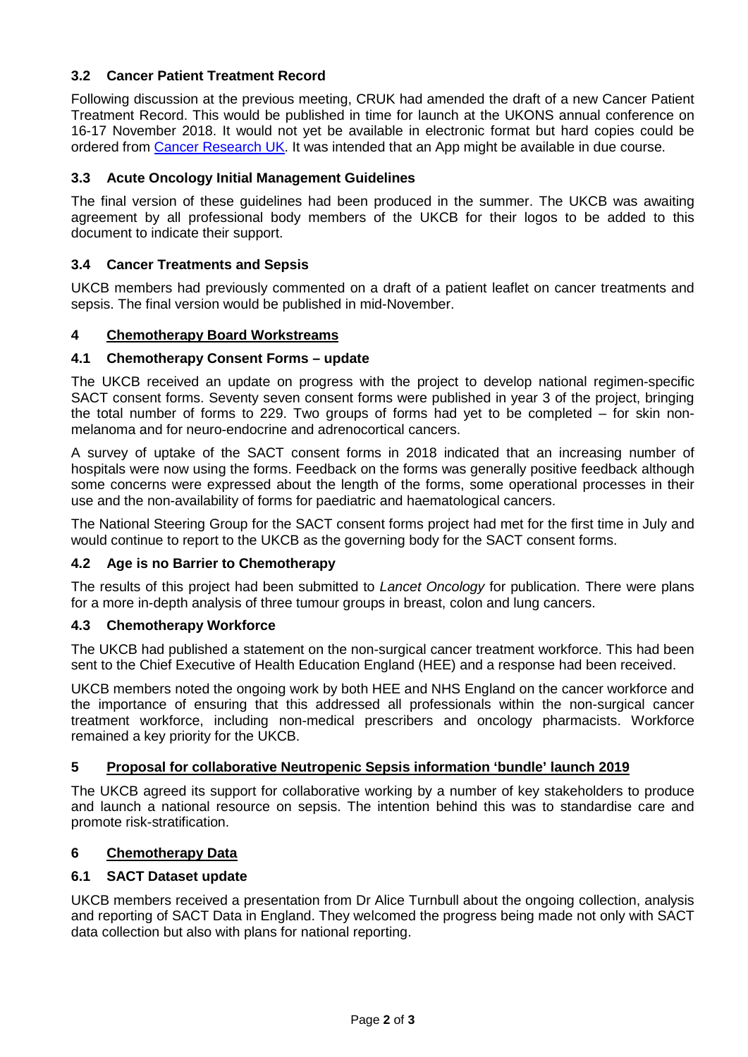### 3.2 Cancer Patient Treatment Record

Following discussion at the previous meeting, CRUK had amended the draft of a new Cancer Patient Treatment Record. This would be published in time for launch at the UKONS annual conference on 16-17 November 2018. It would not yet be available in electronic format but hard copies could be ordered from Cancer Research UK. It was intended that an App might be available in due course.

### 3.3 Acute Oncology Initial Management Guidelines

The final version of these guidelines had been produced in the summer. The UKCB was awaiting agreement by all professional body members of the UKCB for their logos to be added to this document to indicate their support.

### 3.4 Cancer Treatments and Sepsis

UKCB members had previously commented on a draft of a patient leaflet on cancer treatments and sepsis. The final version would be published in mid-November.

## 4 Chemotherapy Board Workstreams

### 4.1 Chemotherapy Consent Forms – update

The UKCB received an update on progress with the project to develop national regimen-specific SACT consent forms. Seventy seven consent forms were published in year 3 of the project, bringing the total number of forms to 229. Two groups of forms had yet to be completed – for skin non-melanoma and for neuro-endocrine and adrenocortical cancers.

A survey of uptake of the SACT consent forms in 2018 indicated that an increasing number of hospitals were now using the forms. Feedback on the forms was generally positive feedback although some concerns were expressed about the length of the forms, some operational processes in their use and the non-availability of forms for paediatric and haematological cancers.

The National Steering Group for the SACT consent forms project had met for the first time in July and would continue to report to the UKCB as the governing body for the SACT consent forms.

### 4.2 Age is no Barrier to Chemotherapy

The results of this project had been submitted to *Lancet Oncology* for publication. There were plans for a more in-depth analysis of three tumour groups in breast, colon and lung cancers.

### 4.3 Chemotherapy Workforce

The UKCB had published a statement on the non-surgical cancer treatment workforce. This had been sent to the Chief Executive of Health Education England (HEE) and a response had been received.

UKCB members noted the ongoing work by both HEE and NHS England on the cancer workforce and the importance of ensuring that this addressed all professionals within the non-surgical cancer treatment workforce, including non-medical prescribers and oncology pharmacists. Workforce remained a key priority for the UKCB.

## 5 Proposal for collaborative Neutropenic Sepsis information 'bundle' launch 2019

The UKCB agreed its support for collaborative working by a number of key stakeholders to produce and launch a national resource on sepsis. The intention behind this was to standardise care and promote risk-stratification.

## 6 Chemotherapy Data

### 6.1 SACT Dataset update

UKCB members received a presentation from Dr Alice Turnbull about the ongoing collection, analysis and reporting of SACT Data in England. They welcomed the progress being made not only with SACT data collection but also with plans for national reporting.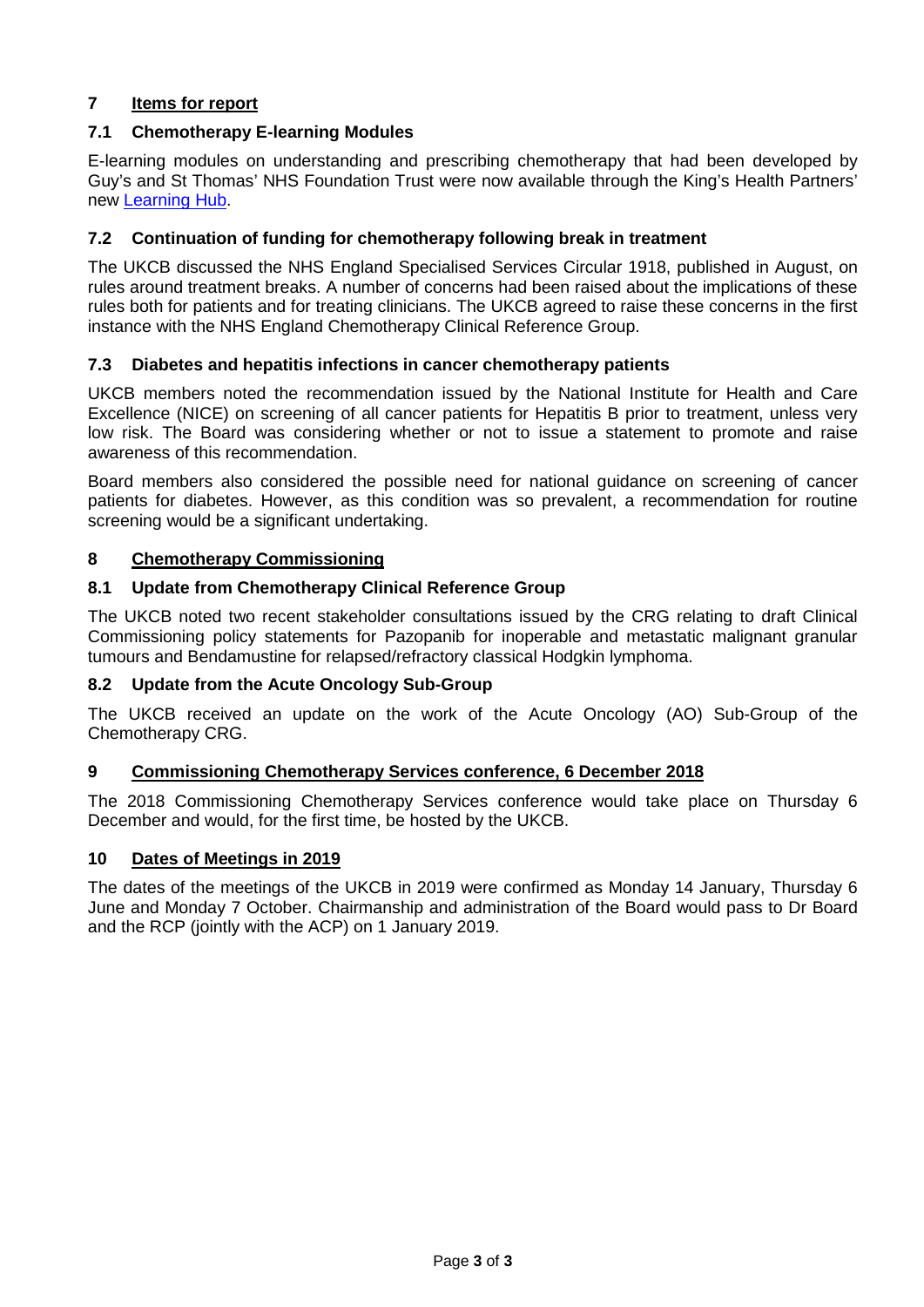## 7 Items for report

### 7.1 Chemotherapy E-learning Modules

E-learning modules on understanding and prescribing chemotherapy that had been developed by Guy's and St Thomas' NHS Foundation Trust were now available through the King's Health Partners' new Learning Hub.

### 7.2 Continuation of funding for chemotherapy following break in treatment

The UKCB discussed the NHS England Specialised Services Circular 1918, published in August, on rules around treatment breaks. A number of concerns had been raised about the implications of these rules both for patients and for treating clinicians. The UKCB agreed to raise these concerns in the first instance with the NHS England Chemotherapy Clinical Reference Group.

### 7.3 Diabetes and hepatitis infections in cancer chemotherapy patients

UKCB members noted the recommendation issued by the National Institute for Health and Care Excellence (NICE) on screening of all cancer patients for Hepatitis B prior to treatment, unless very low risk. The Board was considering whether or not to issue a statement to promote and raise awareness of this recommendation.

Board members also considered the possible need for national guidance on screening of cancer patients for diabetes. However, as this condition was so prevalent, a recommendation for routine screening would be a significant undertaking.

## 8 Chemotherapy Commissioning

### 8.1 Update from Chemotherapy Clinical Reference Group

The UKCB noted two recent stakeholder consultations issued by the CRG relating to draft Clinical Commissioning policy statements for Pazopanib for inoperable and metastatic malignant granular tumours and Bendamustine for relapsed/refractory classical Hodgkin lymphoma.

### 8.2 Update from the Acute Oncology Sub-Group

The UKCB received an update on the work of the Acute Oncology (AO) Sub-Group of the Chemotherapy CRG.

## 9 Commissioning Chemotherapy Services conference, 6 December 2018

The 2018 Commissioning Chemotherapy Services conference would take place on Thursday 6 December and would, for the first time, be hosted by the UKCB.

## 10 Dates of Meetings in 2019

The dates of the meetings of the UKCB in 2019 were confirmed as Monday 14 January, Thursday 6 June and Monday 7 October. Chairmanship and administration of the Board would pass to Dr Board and the RCP (jointly with the ACP) on 1 January 2019.